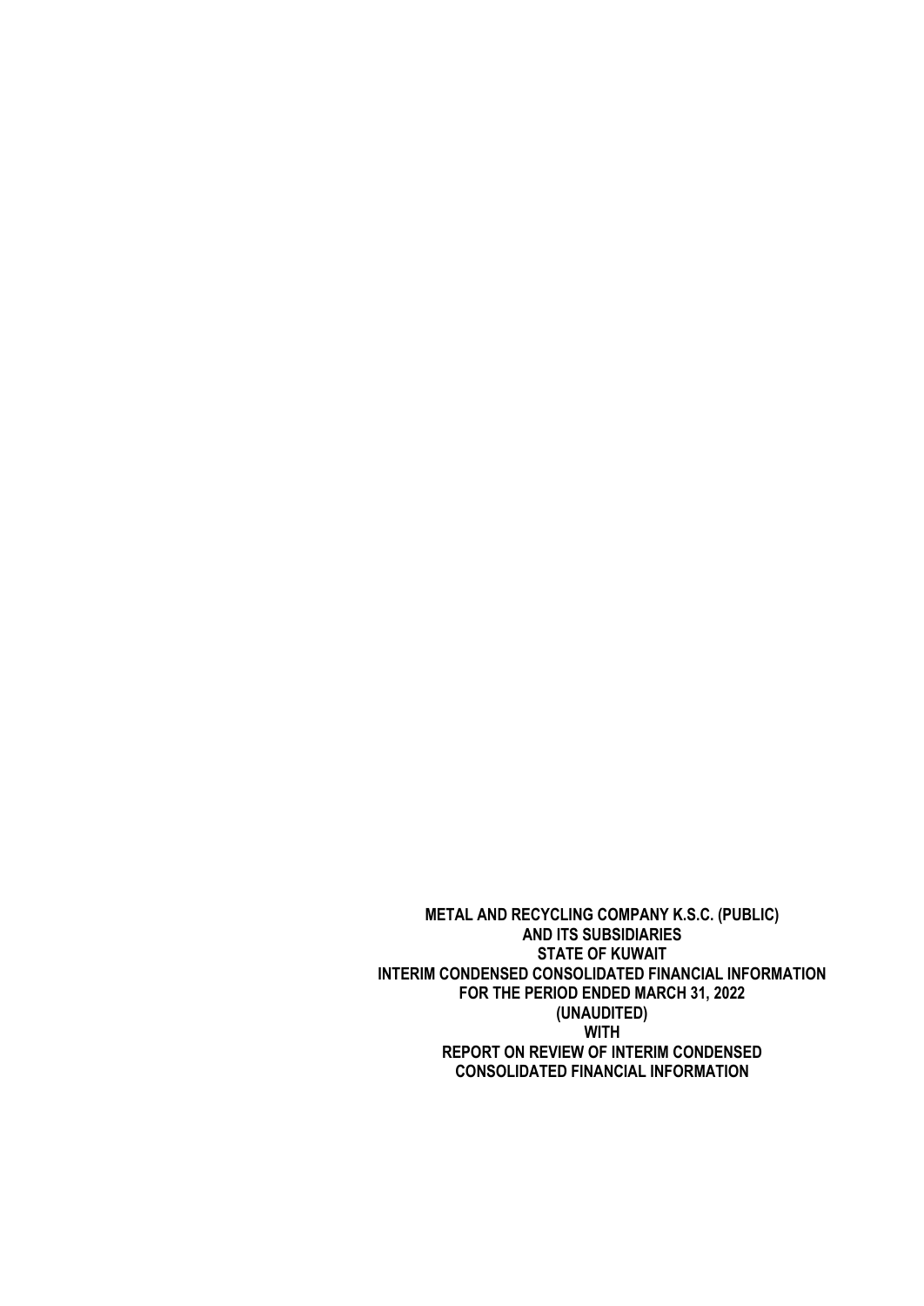**METAL AND RECYCLING COMPANY K.S.C. (PUBLIC)**
**AND ITS SUBSIDIARIES**
**STATE OF KUWAIT**
**INTERIM CONDENSED CONSOLIDATED FINANCIAL INFORMATION**
**FOR THE PERIOD ENDED MARCH 31, 2022**
**(UNAUDITED)**
**WITH**
**REPORT ON REVIEW OF INTERIM CONDENSED**
**CONSOLIDATED FINANCIAL INFORMATION**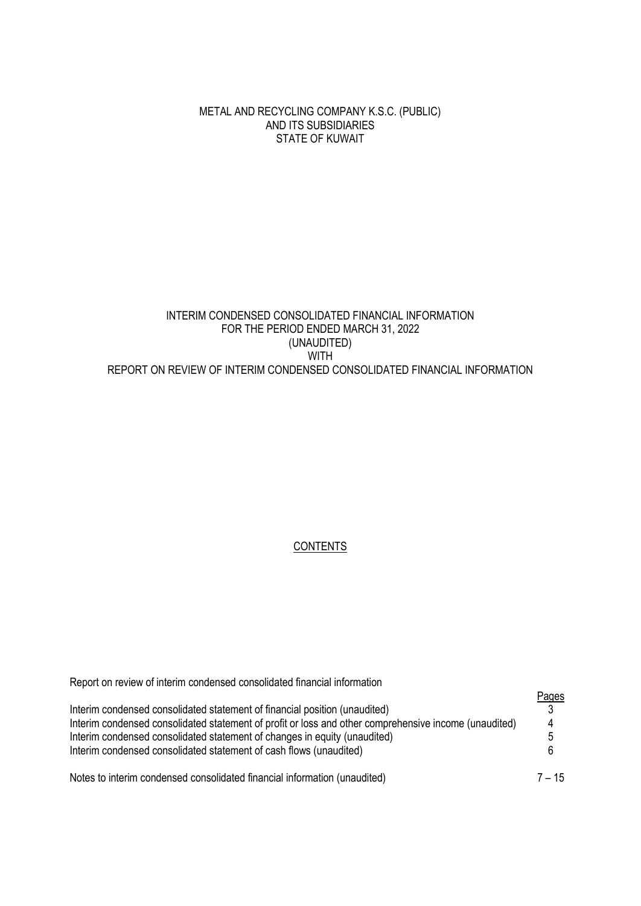METAL AND RECYCLING COMPANY K.S.C. (PUBLIC)
AND ITS SUBSIDIARIES
STATE OF KUWAIT

# INTERIM CONDENSED CONSOLIDATED FINANCIAL INFORMATION
## FOR THE PERIOD ENDED MARCH 31, 2022
## (UNAUDITED)
## WITH
## REPORT ON REVIEW OF INTERIM CONDENSED CONSOLIDATED FINANCIAL INFORMATION

## CONTENTS

| | Pages |
|---|---|
| Report on review of interim condensed consolidated financial information | |
| Interim condensed consolidated statement of financial position (unaudited) | 3 |
| Interim condensed consolidated statement of profit or loss and other comprehensive income (unaudited) | 4 |
| Interim condensed consolidated statement of changes in equity (unaudited) | 5 |
| Interim condensed consolidated statement of cash flows (unaudited) | 6 |
| Notes to interim condensed consolidated financial information (unaudited) | 7 – 15 |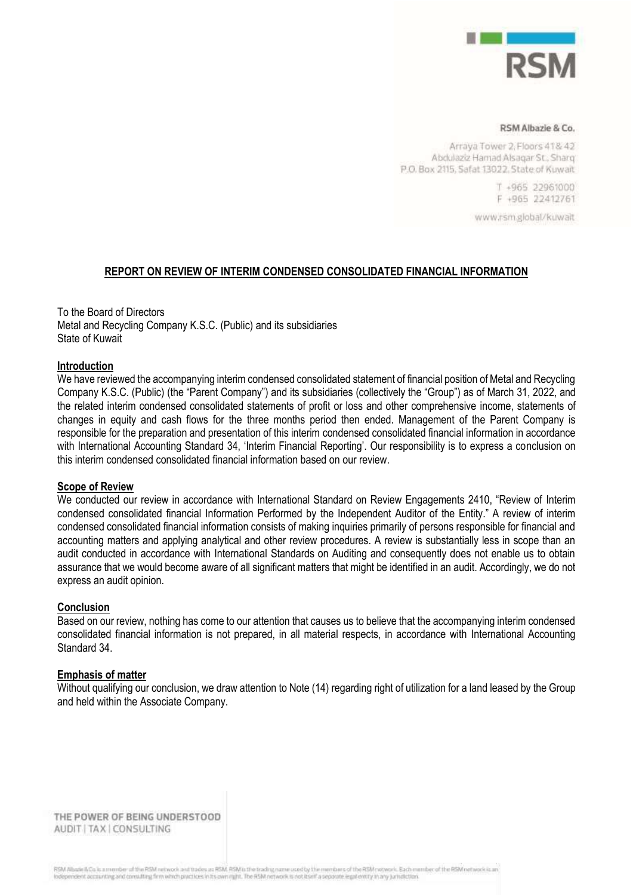RSM

**RSM Albazie & Co.**

Arraya Tower 2, Floors 41& 42
Abdulaziz Hamad Alsaqar St., Sharq
P.O. Box 2115, Safat 13022, State of Kuwait

T +965 22961000
F +965 22412761

www.rsm.global/kuwait

## REPORT ON REVIEW OF INTERIM CONDENSED CONSOLIDATED FINANCIAL INFORMATION

To the Board of Directors
Metal and Recycling Company K.S.C. (Public) and its subsidiaries
State of Kuwait

### Introduction

We have reviewed the accompanying interim condensed consolidated statement of financial position of Metal and Recycling Company K.S.C. (Public) (the "Parent Company") and its subsidiaries (collectively the "Group") as of March 31, 2022, and the related interim condensed consolidated statements of profit or loss and other comprehensive income, statements of changes in equity and cash flows for the three months period then ended. Management of the Parent Company is responsible for the preparation and presentation of this interim condensed consolidated financial information in accordance with International Accounting Standard 34, 'Interim Financial Reporting'. Our responsibility is to express a conclusion on this interim condensed consolidated financial information based on our review.

### Scope of Review

We conducted our review in accordance with International Standard on Review Engagements 2410, "Review of Interim condensed consolidated financial Information Performed by the Independent Auditor of the Entity." A review of interim condensed consolidated financial information consists of making inquiries primarily of persons responsible for financial and accounting matters and applying analytical and other review procedures. A review is substantially less in scope than an audit conducted in accordance with International Standards on Auditing and consequently does not enable us to obtain assurance that we would become aware of all significant matters that might be identified in an audit. Accordingly, we do not express an audit opinion.

### Conclusion

Based on our review, nothing has come to our attention that causes us to believe that the accompanying interim condensed consolidated financial information is not prepared, in all material respects, in accordance with International Accounting Standard 34.

### Emphasis of matter

Without qualifying our conclusion, we draw attention to Note (14) regarding right of utilization for a land leased by the Group and held within the Associate Company.

THE POWER OF BEING UNDERSTOOD
AUDIT | TAX | CONSULTING

RSM Albazie & Co. is a member of the RSM network and trades as RSM. RSM is the trading name used by the members of the RSM network. Each member of the RSM network is an independent accounting and consulting firm which practices in its own right. The RSM network is not itself a separate legal entity in any jurisdiction.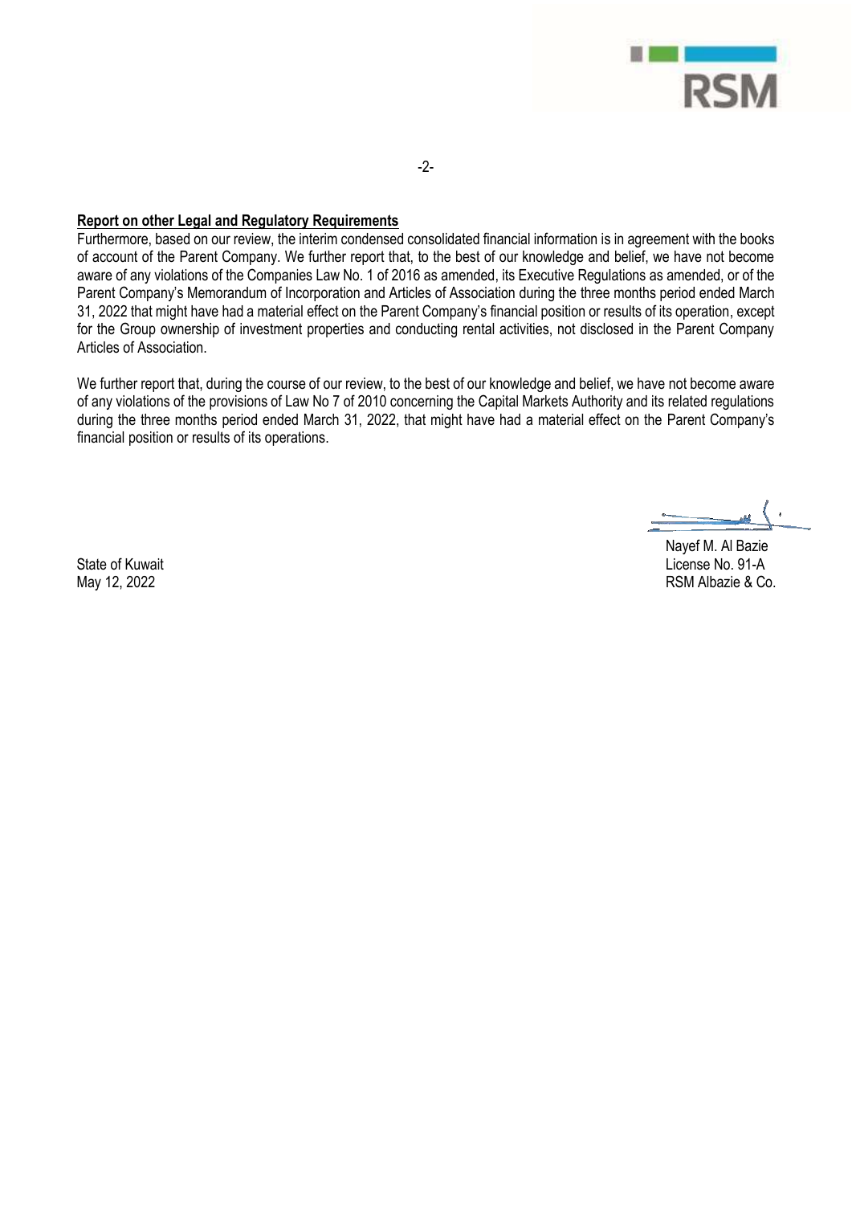**Report on other Legal and Regulatory Requirements**

Furthermore, based on our review, the interim condensed consolidated financial information is in agreement with the books of account of the Parent Company. We further report that, to the best of our knowledge and belief, we have not become aware of any violations of the Companies Law No. 1 of 2016 as amended, its Executive Regulations as amended, or of the Parent Company's Memorandum of Incorporation and Articles of Association during the three months period ended March 31, 2022 that might have had a material effect on the Parent Company's financial position or results of its operation, except for the Group ownership of investment properties and conducting rental activities, not disclosed in the Parent Company Articles of Association.

We further report that, during the course of our review, to the best of our knowledge and belief, we have not become aware of any violations of the provisions of Law No 7 of 2010 concerning the Capital Markets Authority and its related regulations during the three months period ended March 31, 2022, that might have had a material effect on the Parent Company's financial position or results of its operations.

Nayef M. Al Bazie
License No. 91-A
RSM Albazie & Co.

State of Kuwait
May 12, 2022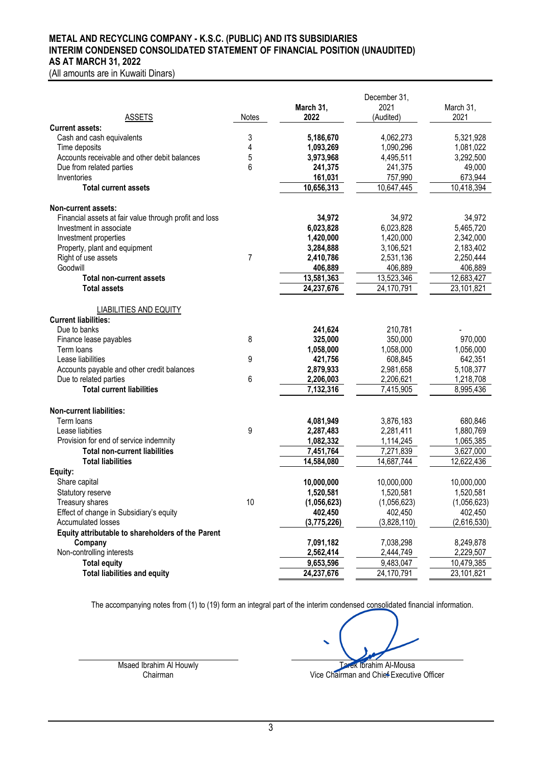**METAL AND RECYCLING COMPANY - K.S.C. (PUBLIC) AND ITS SUBSIDIARIES**
**INTERIM CONDENSED CONSOLIDATED STATEMENT OF FINANCIAL POSITION (UNAUDITED)**
**AS AT MARCH 31, 2022**
(All amounts are in Kuwaiti Dinars)

| ASSETS | Notes | March 31, 2022 | December 31, 2021 (Audited) | March 31, 2021 |
|---|---|---|---|---|
| **Current assets:** | | | | |
| Cash and cash equivalents | 3 | **5,186,670** | 4,062,273 | 5,321,928 |
| Time deposits | 4 | **1,093,269** | 1,090,296 | 1,081,022 |
| Accounts receivable and other debit balances | 5 | **3,973,968** | 4,495,511 | 3,292,500 |
| Due from related parties | 6 | **241,375** | 241,375 | 49,000 |
| Inventories | | **161,031** | 757,990 | 673,944 |
| **Total current assets** | | **10,656,313** | 10,647,445 | 10,418,394 |
| **Non-current assets:** | | | | |
| Financial assets at fair value through profit and loss | | **34,972** | 34,972 | 34,972 |
| Investment in associate | | **6,023,828** | 6,023,828 | 5,465,720 |
| Investment properties | | **1,420,000** | 1,420,000 | 2,342,000 |
| Property, plant and equipment | | **3,284,888** | 3,106,521 | 2,183,402 |
| Right of use assets | 7 | **2,410,786** | 2,531,136 | 2,250,444 |
| Goodwill | | **406,889** | 406,889 | 406,889 |
| **Total non-current assets** | | **13,581,363** | 13,523,346 | 12,683,427 |
| **Total assets** | | **24,237,676** | 24,170,791 | 23,101,821 |
| LIABILITIES AND EQUITY | | | | |
| **Current liabilities:** | | | | |
| Due to banks | | **241,624** | 210,781 | - |
| Finance lease payables | 8 | **325,000** | 350,000 | 970,000 |
| Term loans | | **1,058,000** | 1,058,000 | 1,056,000 |
| Lease liabilities | 9 | **421,756** | 608,845 | 642,351 |
| Accounts payable and other credit balances | | **2,879,933** | 2,981,658 | 5,108,377 |
| Due to related parties | 6 | **2,206,003** | 2,206,621 | 1,218,708 |
| **Total current liabilities** | | **7,132,316** | 7,415,905 | 8,995,436 |
| **Non-current liabilities:** | | | | |
| Term loans | | **4,081,949** | 3,876,183 | 680,846 |
| Lease liabilities | 9 | **2,287,483** | 2,281,411 | 1,880,769 |
| Provision for end of service indemnity | | **1,082,332** | 1,114,245 | 1,065,385 |
| **Total non-current liabilities** | | **7,451,764** | 7,271,839 | 3,627,000 |
| **Total liabilities** | | **14,584,080** | 14,687,744 | 12,622,436 |
| **Equity:** | | | | |
| Share capital | | **10,000,000** | 10,000,000 | 10,000,000 |
| Statutory reserve | | **1,520,581** | 1,520,581 | 1,520,581 |
| Treasury shares | 10 | **(1,056,623)** | (1,056,623) | (1,056,623) |
| Effect of change in Subsidiary's equity | | **402,450** | 402,450 | 402,450 |
| Accumulated losses | | **(3,775,226)** | (3,828,110) | (2,616,530) |
| **Equity attributable to shareholders of the Parent Company** | | **7,091,182** | 7,038,298 | 8,249,878 |
| Non-controlling interests | | **2,562,414** | 2,444,749 | 2,229,507 |
| **Total equity** | | **9,653,596** | 9,483,047 | 10,479,385 |
| **Total liabilities and equity** | | **24,237,676** | 24,170,791 | 23,101,821 |

The accompanying notes from (1) to (19) form an integral part of the interim condensed consolidated financial information.

Msaed Ibrahim Al Houwly
Chairman

Tarek Ibrahim Al-Mousa
Vice Chairman and Chief Executive Officer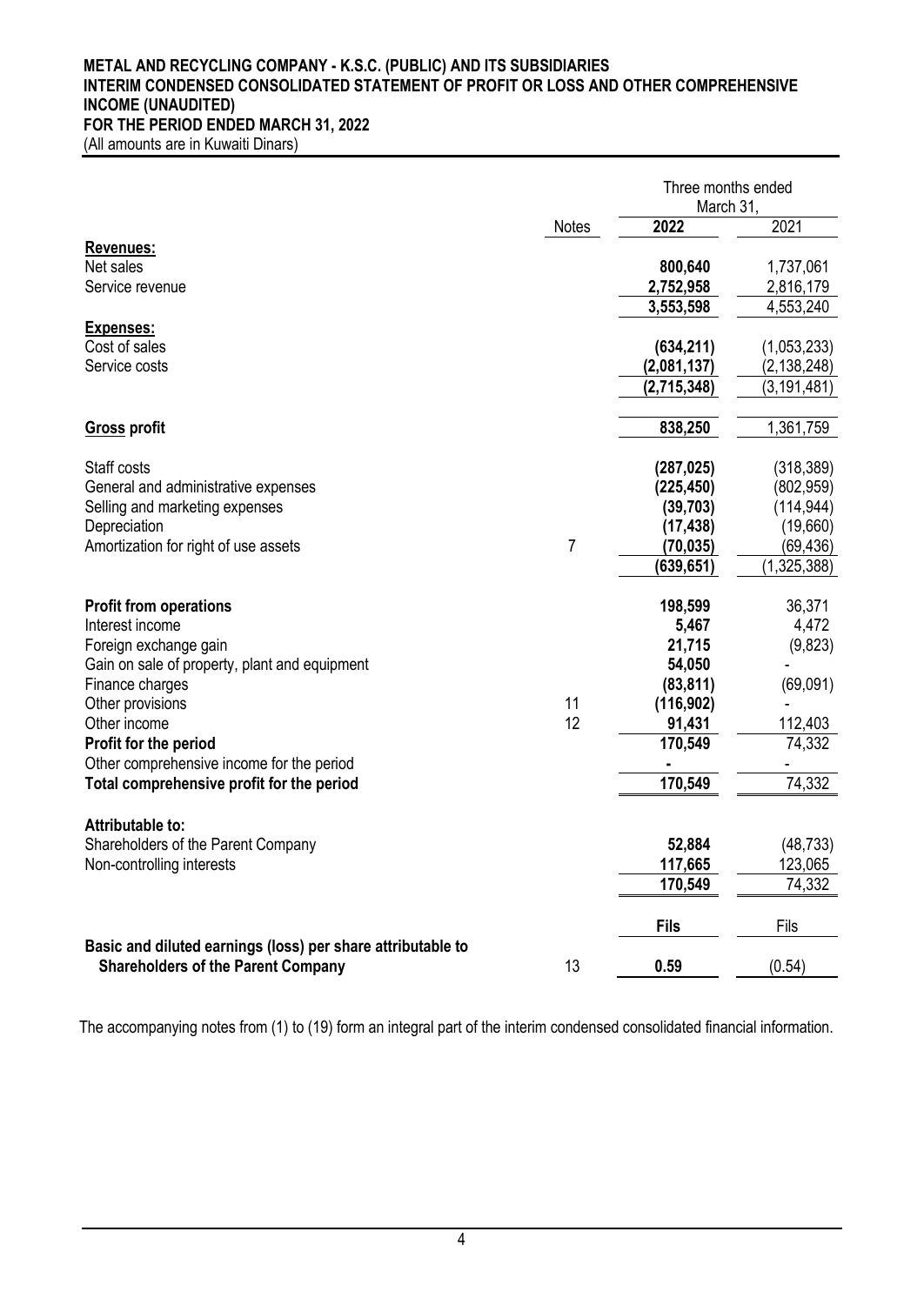**METAL AND RECYCLING COMPANY - K.S.C. (PUBLIC) AND ITS SUBSIDIARIES**
**INTERIM CONDENSED CONSOLIDATED STATEMENT OF PROFIT OR LOSS AND OTHER COMPREHENSIVE INCOME (UNAUDITED)**
**FOR THE PERIOD ENDED MARCH 31, 2022**
(All amounts are in Kuwaiti Dinars)

| | Notes | Three months ended March 31, 2022 | Three months ended March 31, 2021 |
|---|---|---|---|
| **Revenues:** | | | |
| Net sales | | **800,640** | 1,737,061 |
| Service revenue | | **2,752,958** | 2,816,179 |
| | | **3,553,598** | 4,553,240 |
| **Expenses:** | | | |
| Cost of sales | | **(634,211)** | (1,053,233) |
| Service costs | | **(2,081,137)** | (2,138,248) |
| | | **(2,715,348)** | (3,191,481) |
| **Gross profit** | | **838,250** | 1,361,759 |
| Staff costs | | **(287,025)** | (318,389) |
| General and administrative expenses | | **(225,450)** | (802,959) |
| Selling and marketing expenses | | **(39,703)** | (114,944) |
| Depreciation | | **(17,438)** | (19,660) |
| Amortization for right of use assets | 7 | **(70,035)** | (69,436) |
| | | **(639,651)** | (1,325,388) |
| **Profit from operations** | | **198,599** | 36,371 |
| Interest income | | **5,467** | 4,472 |
| Foreign exchange gain | | **21,715** | (9,823) |
| Gain on sale of property, plant and equipment | | **54,050** | - |
| Finance charges | | **(83,811)** | (69,091) |
| Other provisions | 11 | **(116,902)** | - |
| Other income | 12 | **91,431** | 112,403 |
| **Profit for the period** | | **170,549** | 74,332 |
| Other comprehensive income for the period | | **-** | - |
| **Total comprehensive profit for the period** | | **170,549** | 74,332 |
| **Attributable to:** | | | |
| Shareholders of the Parent Company | | **52,884** | (48,733) |
| Non-controlling interests | | **117,665** | 123,065 |
| | | **170,549** | 74,332 |
| | | **Fils** | Fils |
| **Basic and diluted earnings (loss) per share attributable to Shareholders of the Parent Company** | 13 | **0.59** | (0.54) |

The accompanying notes from (1) to (19) form an integral part of the interim condensed consolidated financial information.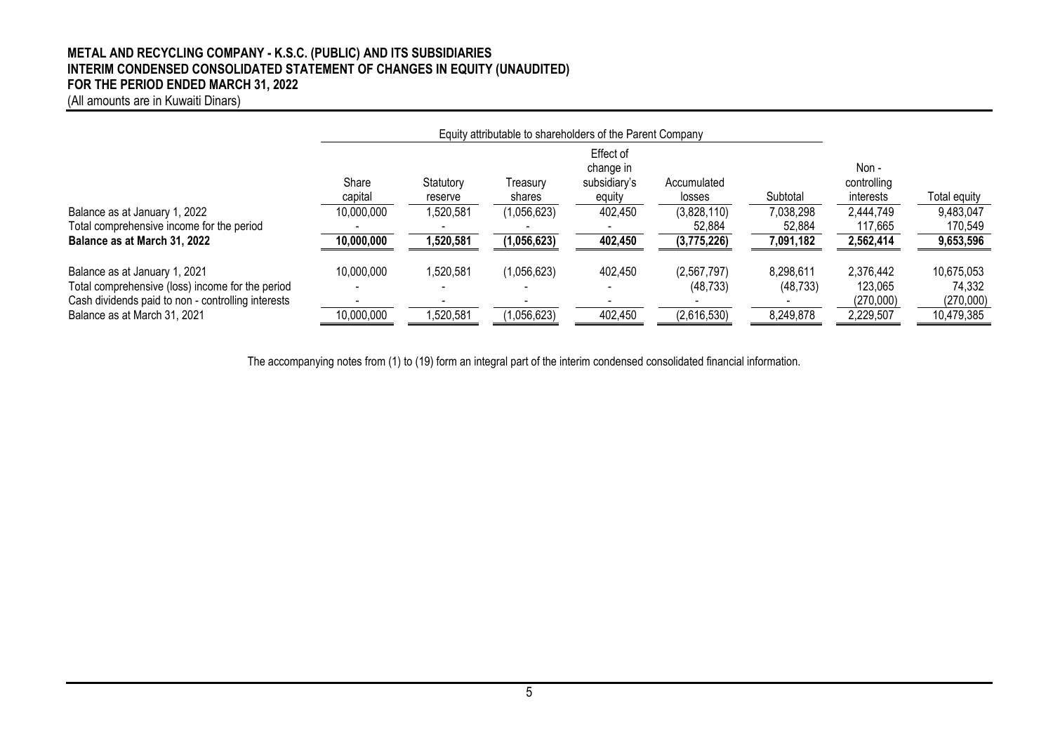**METAL AND RECYCLING COMPANY - K.S.C. (PUBLIC) AND ITS SUBSIDIARIES**
**INTERIM CONDENSED CONSOLIDATED STATEMENT OF CHANGES IN EQUITY (UNAUDITED)**
**FOR THE PERIOD ENDED MARCH 31, 2022**
(All amounts are in Kuwaiti Dinars)

| | Equity attributable to shareholders of the Parent Company | | | | | | | |
|---|---|---|---|---|---|---|---|---|
| | Share capital | Statutory reserve | Treasury shares | Effect of change in subsidiary's equity | Accumulated losses | Subtotal | Non - controlling interests | Total equity |
| Balance as at January 1, 2022 | 10,000,000 | 1,520,581 | (1,056,623) | 402,450 | (3,828,110) | 7,038,298 | 2,444,749 | 9,483,047 |
| Total comprehensive income for the period | - | - | - | - | 52,884 | 52,884 | 117,665 | 170,549 |
| **Balance as at March 31, 2022** | **10,000,000** | **1,520,581** | **(1,056,623)** | **402,450** | **(3,775,226)** | **7,091,182** | **2,562,414** | **9,653,596** |
| Balance as at January 1, 2021 | 10,000,000 | 1,520,581 | (1,056,623) | 402,450 | (2,567,797) | 8,298,611 | 2,376,442 | 10,675,053 |
| Total comprehensive (loss) income for the period | - | - | - | - | (48,733) | (48,733) | 123,065 | 74,332 |
| Cash dividends paid to non - controlling interests | - | - | - | - | - | - | (270,000) | (270,000) |
| Balance as at March 31, 2021 | 10,000,000 | 1,520,581 | (1,056,623) | 402,450 | (2,616,530) | 8,249,878 | 2,229,507 | 10,479,385 |

The accompanying notes from (1) to (19) form an integral part of the interim condensed consolidated financial information.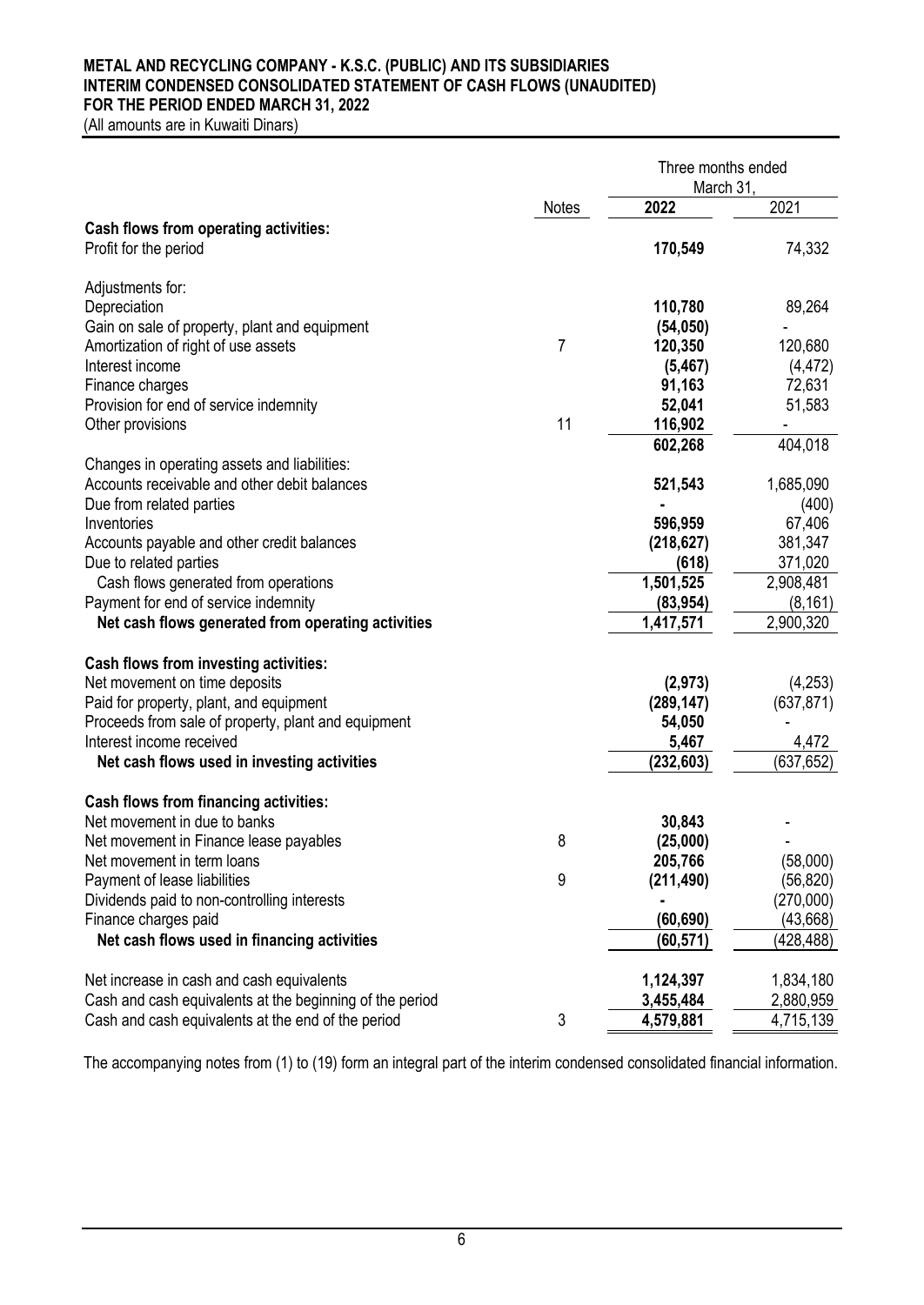# METAL AND RECYCLING COMPANY - K.S.C. (PUBLIC) AND ITS SUBSIDIARIES
## INTERIM CONDENSED CONSOLIDATED STATEMENT OF CASH FLOWS (UNAUDITED)
## FOR THE PERIOD ENDED MARCH 31, 2022

(All amounts are in Kuwaiti Dinars)

| | Notes | Three months ended March 31, 2022 | Three months ended March 31, 2021 |
|---|---|---|---|
| **Cash flows from operating activities:** | | | |
| Profit for the period | | **170,549** | 74,332 |
| Adjustments for: | | | |
| Depreciation | | **110,780** | 89,264 |
| Gain on sale of property, plant and equipment | | **(54,050)** | - |
| Amortization of right of use assets | 7 | **120,350** | 120,680 |
| Interest income | | **(5,467)** | (4,472) |
| Finance charges | | **91,163** | 72,631 |
| Provision for end of service indemnity | | **52,041** | 51,583 |
| Other provisions | 11 | **116,902** | - |
| | | **602,268** | 404,018 |
| Changes in operating assets and liabilities: | | | |
| Accounts receivable and other debit balances | | **521,543** | 1,685,090 |
| Due from related parties | | **-** | (400) |
| Inventories | | **596,959** | 67,406 |
| Accounts payable and other credit balances | | **(218,627)** | 381,347 |
| Due to related parties | | **(618)** | 371,020 |
| Cash flows generated from operations | | **1,501,525** | 2,908,481 |
| Payment for end of service indemnity | | **(83,954)** | (8,161) |
| **Net cash flows generated from operating activities** | | **1,417,571** | 2,900,320 |
| **Cash flows from investing activities:** | | | |
| Net movement on time deposits | | **(2,973)** | (4,253) |
| Paid for property, plant, and equipment | | **(289,147)** | (637,871) |
| Proceeds from sale of property, plant and equipment | | **54,050** | - |
| Interest income received | | **5,467** | 4,472 |
| **Net cash flows used in investing activities** | | **(232,603)** | (637,652) |
| **Cash flows from financing activities:** | | | |
| Net movement in due to banks | | **30,843** | - |
| Net movement in Finance lease payables | 8 | **(25,000)** | - |
| Net movement in term loans | | **205,766** | (58,000) |
| Payment of lease liabilities | 9 | **(211,490)** | (56,820) |
| Dividends paid to non-controlling interests | | **-** | (270,000) |
| Finance charges paid | | **(60,690)** | (43,668) |
| **Net cash flows used in financing activities** | | **(60,571)** | (428,488) |
| Net increase in cash and cash equivalents | | **1,124,397** | 1,834,180 |
| Cash and cash equivalents at the beginning of the period | | **3,455,484** | 2,880,959 |
| Cash and cash equivalents at the end of the period | 3 | **4,579,881** | 4,715,139 |

The accompanying notes from (1) to (19) form an integral part of the interim condensed consolidated financial information.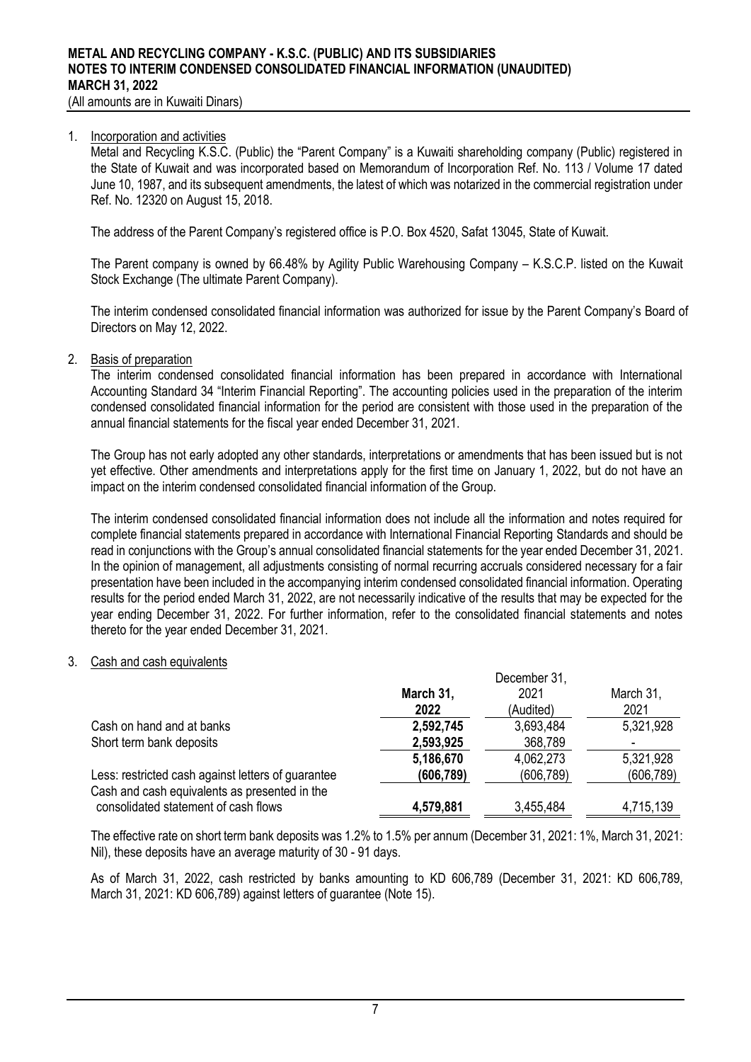**METAL AND RECYCLING COMPANY - K.S.C. (PUBLIC) AND ITS SUBSIDIARIES**
**NOTES TO INTERIM CONDENSED CONSOLIDATED FINANCIAL INFORMATION (UNAUDITED)**
**MARCH 31, 2022**
(All amounts are in Kuwaiti Dinars)

1. Incorporation and activities

Metal and Recycling K.S.C. (Public) the "Parent Company" is a Kuwaiti shareholding company (Public) registered in the State of Kuwait and was incorporated based on Memorandum of Incorporation Ref. No. 113 / Volume 17 dated June 10, 1987, and its subsequent amendments, the latest of which was notarized in the commercial registration under Ref. No. 12320 on August 15, 2018.

The address of the Parent Company's registered office is P.O. Box 4520, Safat 13045, State of Kuwait.

The Parent company is owned by 66.48% by Agility Public Warehousing Company – K.S.C.P. listed on the Kuwait Stock Exchange (The ultimate Parent Company).

The interim condensed consolidated financial information was authorized for issue by the Parent Company's Board of Directors on May 12, 2022.

2. Basis of preparation

The interim condensed consolidated financial information has been prepared in accordance with International Accounting Standard 34 "Interim Financial Reporting". The accounting policies used in the preparation of the interim condensed consolidated financial information for the period are consistent with those used in the preparation of the annual financial statements for the fiscal year ended December 31, 2021.

The Group has not early adopted any other standards, interpretations or amendments that has been issued but is not yet effective. Other amendments and interpretations apply for the first time on January 1, 2022, but do not have an impact on the interim condensed consolidated financial information of the Group.

The interim condensed consolidated financial information does not include all the information and notes required for complete financial statements prepared in accordance with International Financial Reporting Standards and should be read in conjunctions with the Group's annual consolidated financial statements for the year ended December 31, 2021. In the opinion of management, all adjustments consisting of normal recurring accruals considered necessary for a fair presentation have been included in the accompanying interim condensed consolidated financial information. Operating results for the period ended March 31, 2022, are not necessarily indicative of the results that may be expected for the year ending December 31, 2022. For further information, refer to the consolidated financial statements and notes thereto for the year ended December 31, 2021.

3. Cash and cash equivalents

| | **March 31, 2022** | December 31, 2021 (Audited) | March 31, 2021 |
|---|---|---|---|
| Cash on hand and at banks | **2,592,745** | 3,693,484 | 5,321,928 |
| Short term bank deposits | **2,593,925** | 368,789 | - |
| | **5,186,670** | 4,062,273 | 5,321,928 |
| Less: restricted cash against letters of guarantee | **(606,789)** | (606,789) | (606,789) |
| Cash and cash equivalents as presented in the consolidated statement of cash flows | **4,579,881** | 3,455,484 | 4,715,139 |

The effective rate on short term bank deposits was 1.2% to 1.5% per annum (December 31, 2021: 1%, March 31, 2021: Nil), these deposits have an average maturity of 30 - 91 days.

As of March 31, 2022, cash restricted by banks amounting to KD 606,789 (December 31, 2021: KD 606,789, March 31, 2021: KD 606,789) against letters of guarantee (Note 15).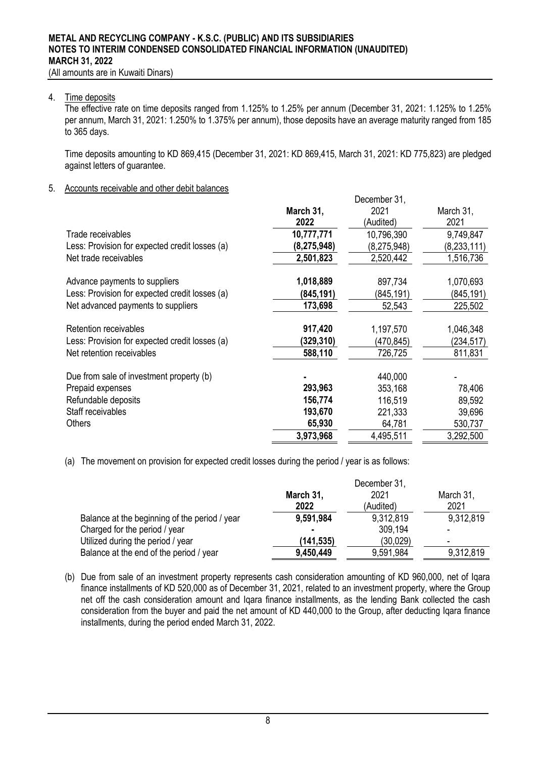**METAL AND RECYCLING COMPANY - K.S.C. (PUBLIC) AND ITS SUBSIDIARIES**
**NOTES TO INTERIM CONDENSED CONSOLIDATED FINANCIAL INFORMATION (UNAUDITED)**
**MARCH 31, 2022**
(All amounts are in Kuwaiti Dinars)

4. Time deposits

The effective rate on time deposits ranged from 1.125% to 1.25% per annum (December 31, 2021: 1.125% to 1.25% per annum, March 31, 2021: 1.250% to 1.375% per annum), those deposits have an average maturity ranged from 185 to 365 days.

Time deposits amounting to KD 869,415 (December 31, 2021: KD 869,415, March 31, 2021: KD 775,823) are pledged against letters of guarantee.

5. Accounts receivable and other debit balances

| | **March 31, 2022** | December 31, 2021 (Audited) | March 31, 2021 |
|---|---|---|---|
| Trade receivables | **10,777,771** | 10,796,390 | 9,749,847 |
| Less: Provision for expected credit losses (a) | **(8,275,948)** | (8,275,948) | (8,233,111) |
| Net trade receivables | **2,501,823** | 2,520,442 | 1,516,736 |
| Advance payments to suppliers | **1,018,889** | 897,734 | 1,070,693 |
| Less: Provision for expected credit losses (a) | **(845,191)** | (845,191) | (845,191) |
| Net advanced payments to suppliers | **173,698** | 52,543 | 225,502 |
| Retention receivables | **917,420** | 1,197,570 | 1,046,348 |
| Less: Provision for expected credit losses (a) | **(329,310)** | (470,845) | (234,517) |
| Net retention receivables | **588,110** | 726,725 | 811,831 |
| Due from sale of investment property (b) | **-** | 440,000 | - |
| Prepaid expenses | **293,963** | 353,168 | 78,406 |
| Refundable deposits | **156,774** | 116,519 | 89,592 |
| Staff receivables | **193,670** | 221,333 | 39,696 |
| Others | **65,930** | 64,781 | 530,737 |
| | **3,973,968** | 4,495,511 | 3,292,500 |

(a) The movement on provision for expected credit losses during the period / year is as follows:

| | **March 31, 2022** | December 31, 2021 (Audited) | March 31, 2021 |
|---|---|---|---|
| Balance at the beginning of the period / year | **9,591,984** | 9,312,819 | 9,312,819 |
| Charged for the period / year | **-** | 309,194 | - |
| Utilized during the period / year | **(141,535)** | (30,029) | - |
| Balance at the end of the period / year | **9,450,449** | 9,591,984 | 9,312,819 |

(b) Due from sale of an investment property represents cash consideration amounting of KD 960,000, net of Iqara finance installments of KD 520,000 as of December 31, 2021, related to an investment property, where the Group net off the cash consideration amount and Iqara finance installments, as the lending Bank collected the cash consideration from the buyer and paid the net amount of KD 440,000 to the Group, after deducting Iqara finance installments, during the period ended March 31, 2022.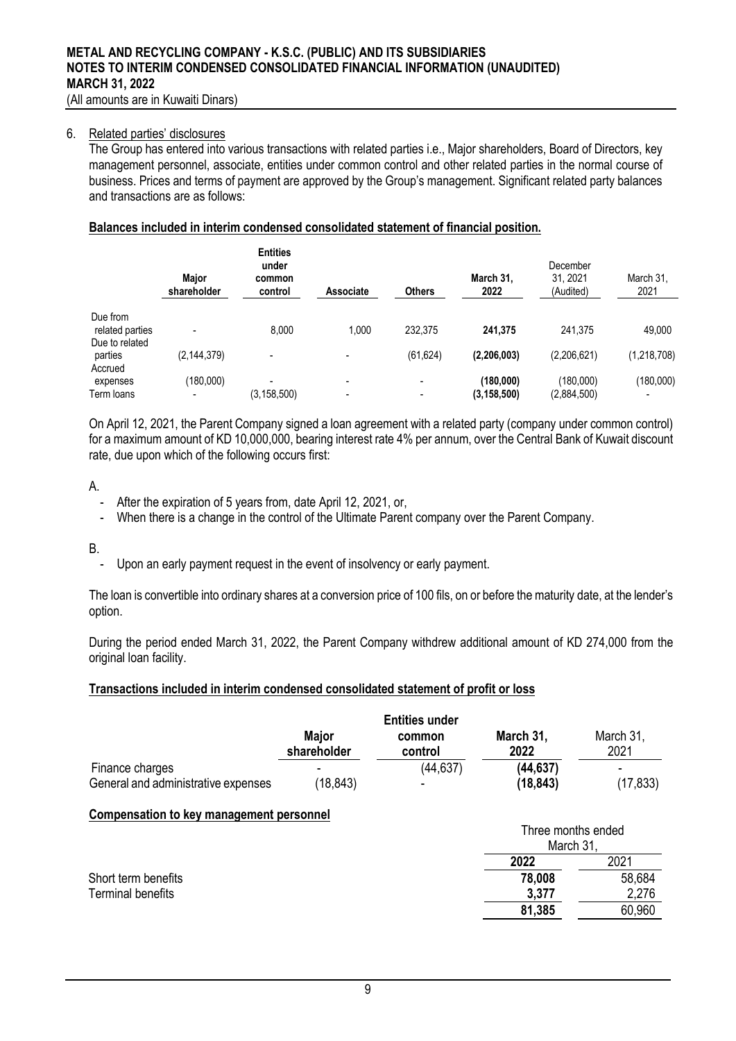6. Related parties' disclosures

The Group has entered into various transactions with related parties i.e., Major shareholders, Board of Directors, key management personnel, associate, entities under common control and other related parties in the normal course of business. Prices and terms of payment are approved by the Group's management. Significant related party balances and transactions are as follows:

**Balances included in interim condensed consolidated statement of financial position.**

| | Major shareholder | Entities under common control | Associate | Others | March 31, 2022 | December 31, 2021 (Audited) | March 31, 2021 |
|---|---|---|---|---|---|---|---|
| Due from related parties | - | 8,000 | 1,000 | 232,375 | **241,375** | 241,375 | 49,000 |
| Due to related parties | (2,144,379) | - | - | (61,624) | **(2,206,003)** | (2,206,621) | (1,218,708) |
| Accrued expenses | (180,000) | - | - | - | **(180,000)** | (180,000) | (180,000) |
| Term loans | - | (3,158,500) | - | - | **(3,158,500)** | (2,884,500) | - |

On April 12, 2021, the Parent Company signed a loan agreement with a related party (company under common control) for a maximum amount of KD 10,000,000, bearing interest rate 4% per annum, over the Central Bank of Kuwait discount rate, due upon which of the following occurs first:

A.
- After the expiration of 5 years from, date April 12, 2021, or,
- When there is a change in the control of the Ultimate Parent company over the Parent Company.

B.
- Upon an early payment request in the event of insolvency or early payment.

The loan is convertible into ordinary shares at a conversion price of 100 fils, on or before the maturity date, at the lender's option.

During the period ended March 31, 2022, the Parent Company withdrew additional amount of KD 274,000 from the original loan facility.

**Transactions included in interim condensed consolidated statement of profit or loss**

| | Major shareholder | Entities under common control | March 31, 2022 | March 31, 2021 |
|---|---|---|---|---|
| Finance charges | - | (44,637) | **(44,637)** | - |
| General and administrative expenses | (18,843) | - | **(18,843)** | (17,833) |

**Compensation to key management personnel**

| | Three months ended March 31, | |
|---|---|---|
| | **2022** | 2021 |
| Short term benefits | **78,008** | 58,684 |
| Terminal benefits | **3,377** | 2,276 |
| | **81,385** | 60,960 |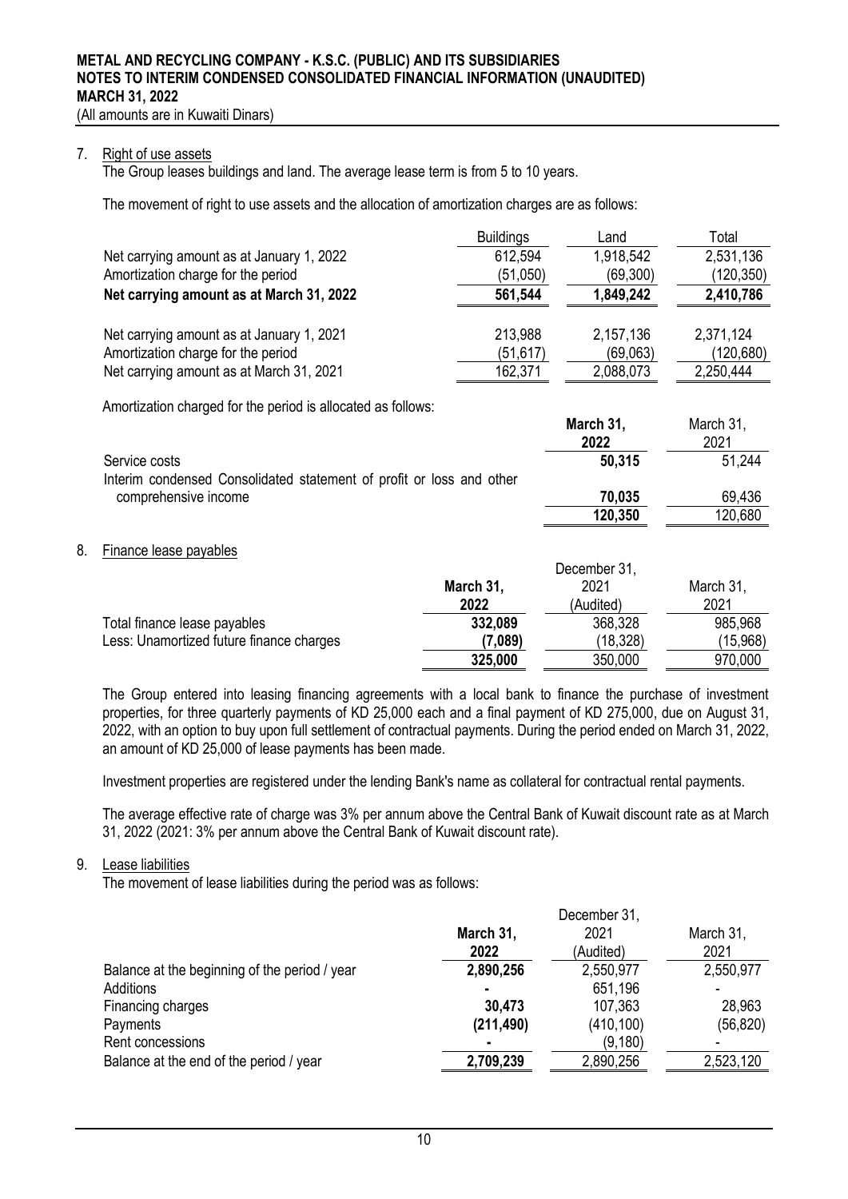**METAL AND RECYCLING COMPANY - K.S.C. (PUBLIC) AND ITS SUBSIDIARIES**
**NOTES TO INTERIM CONDENSED CONSOLIDATED FINANCIAL INFORMATION (UNAUDITED)**
**MARCH 31, 2022**
(All amounts are in Kuwaiti Dinars)

7. Right of use assets

The Group leases buildings and land. The average lease term is from 5 to 10 years.

The movement of right to use assets and the allocation of amortization charges are as follows:

| | Buildings | Land | Total |
|---|---|---|---|
| Net carrying amount as at January 1, 2022 | 612,594 | 1,918,542 | 2,531,136 |
| Amortization charge for the period | (51,050) | (69,300) | (120,350) |
| **Net carrying amount as at March 31, 2022** | **561,544** | **1,849,242** | **2,410,786** |
| | | | |
| Net carrying amount as at January 1, 2021 | 213,988 | 2,157,136 | 2,371,124 |
| Amortization charge for the period | (51,617) | (69,063) | (120,680) |
| Net carrying amount as at March 31, 2021 | 162,371 | 2,088,073 | 2,250,444 |

Amortization charged for the period is allocated as follows:

| | **March 31, 2022** | March 31, 2021 |
|---|---|---|
| Service costs | **50,315** | 51,244 |
| Interim condensed Consolidated statement of profit or loss and other comprehensive income | **70,035** | 69,436 |
| | **120,350** | 120,680 |

8. Finance lease payables

| | **March 31, 2022** | December 31, 2021 (Audited) | March 31, 2021 |
|---|---|---|---|
| Total finance lease payables | **332,089** | 368,328 | 985,968 |
| Less: Unamortized future finance charges | **(7,089)** | (18,328) | (15,968) |
| | **325,000** | 350,000 | 970,000 |

The Group entered into leasing financing agreements with a local bank to finance the purchase of investment properties, for three quarterly payments of KD 25,000 each and a final payment of KD 275,000, due on August 31, 2022, with an option to buy upon full settlement of contractual payments. During the period ended on March 31, 2022, an amount of KD 25,000 of lease payments has been made.

Investment properties are registered under the lending Bank's name as collateral for contractual rental payments.

The average effective rate of charge was 3% per annum above the Central Bank of Kuwait discount rate as at March 31, 2022 (2021: 3% per annum above the Central Bank of Kuwait discount rate).

9. Lease liabilities

The movement of lease liabilities during the period was as follows:

| | **March 31, 2022** | December 31, 2021 (Audited) | March 31, 2021 |
|---|---|---|---|
| Balance at the beginning of the period / year | **2,890,256** | 2,550,977 | 2,550,977 |
| Additions | **-** | 651,196 | - |
| Financing charges | **30,473** | 107,363 | 28,963 |
| Payments | **(211,490)** | (410,100) | (56,820) |
| Rent concessions | **-** | (9,180) | - |
| Balance at the end of the period / year | **2,709,239** | 2,890,256 | 2,523,120 |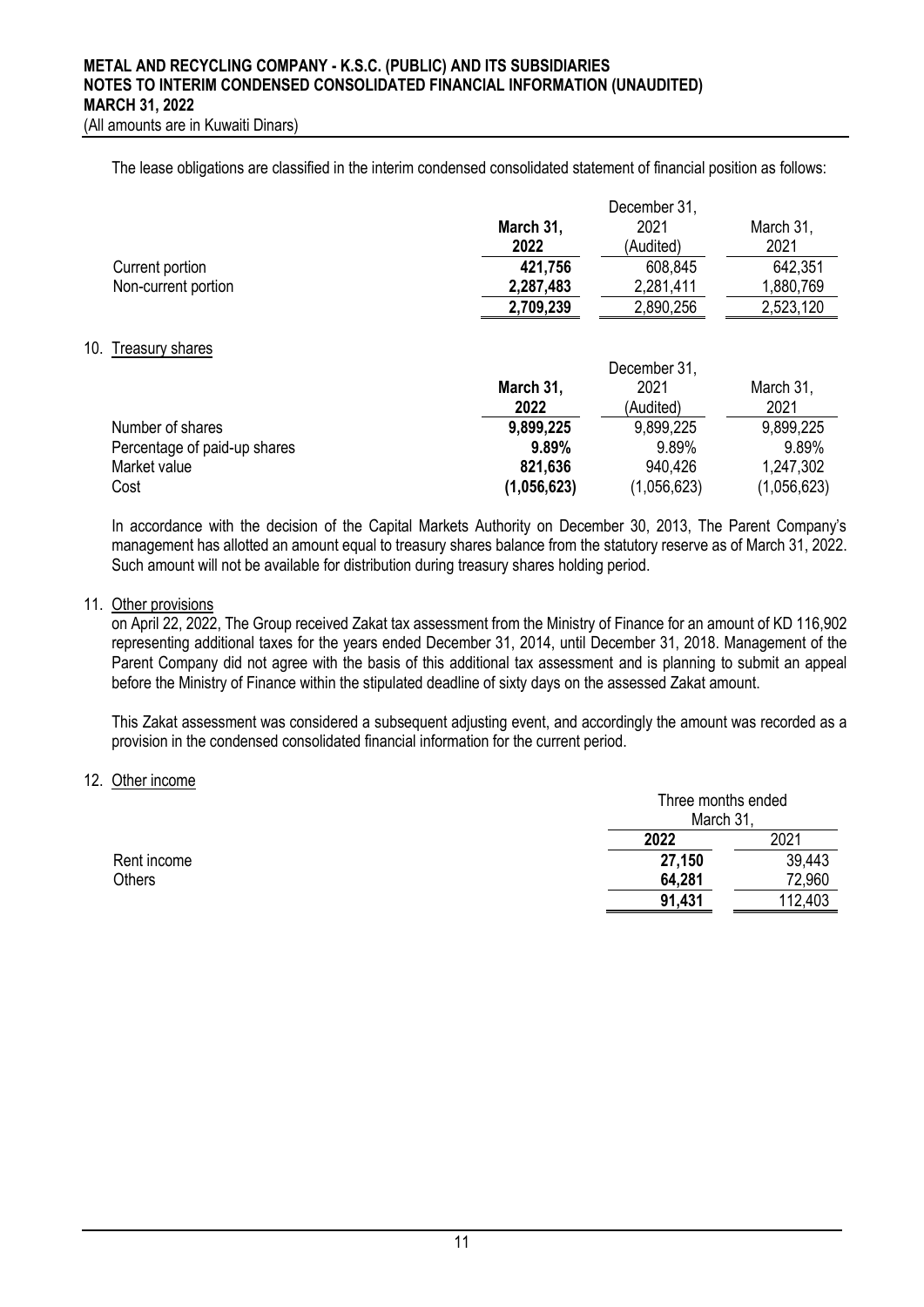The lease obligations are classified in the interim condensed consolidated statement of financial position as follows:

| | **March 31, 2022** | December 31, 2021 (Audited) | March 31, 2021 |
|---|---|---|---|
| Current portion | **421,756** | 608,845 | 642,351 |
| Non-current portion | **2,287,483** | 2,281,411 | 1,880,769 |
| | **2,709,239** | 2,890,256 | 2,523,120 |

10. Treasury shares

| | **March 31, 2022** | December 31, 2021 (Audited) | March 31, 2021 |
|---|---|---|---|
| Number of shares | **9,899,225** | 9,899,225 | 9,899,225 |
| Percentage of paid-up shares | **9.89%** | 9.89% | 9.89% |
| Market value | **821,636** | 940,426 | 1,247,302 |
| Cost | **(1,056,623)** | (1,056,623) | (1,056,623) |

In accordance with the decision of the Capital Markets Authority on December 30, 2013, The Parent Company's management has allotted an amount equal to treasury shares balance from the statutory reserve as of March 31, 2022. Such amount will not be available for distribution during treasury shares holding period.

11. Other provisions

on April 22, 2022, The Group received Zakat tax assessment from the Ministry of Finance for an amount of KD 116,902 representing additional taxes for the years ended December 31, 2014, until December 31, 2018. Management of the Parent Company did not agree with the basis of this additional tax assessment and is planning to submit an appeal before the Ministry of Finance within the stipulated deadline of sixty days on the assessed Zakat amount.

This Zakat assessment was considered a subsequent adjusting event, and accordingly the amount was recorded as a provision in the condensed consolidated financial information for the current period.

12. Other income

| | Three months ended March 31, | |
|---|---|---|
| | **2022** | 2021 |
| Rent income | **27,150** | 39,443 |
| Others | **64,281** | 72,960 |
| | **91,431** | 112,403 |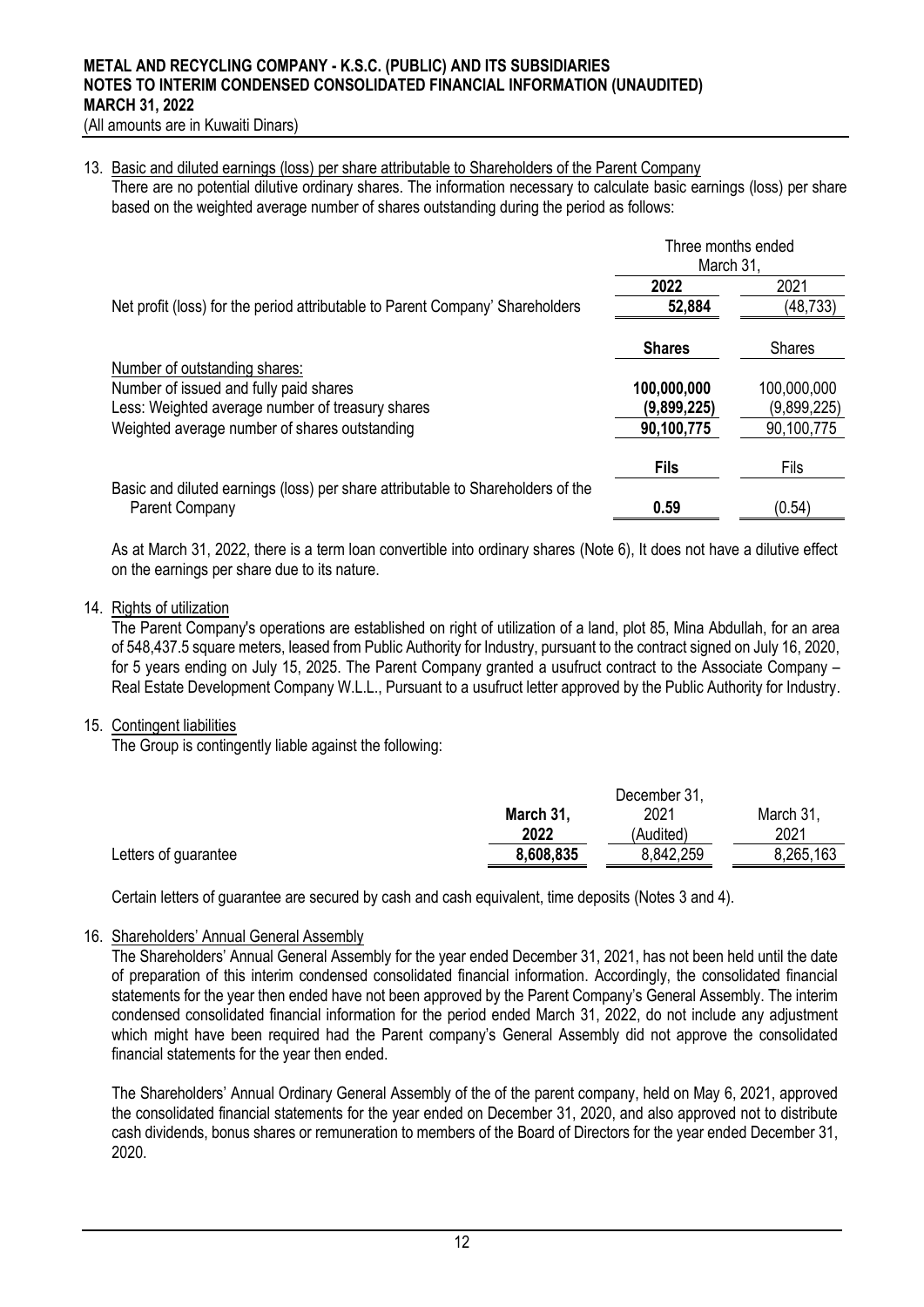13. Basic and diluted earnings (loss) per share attributable to Shareholders of the Parent Company

There are no potential dilutive ordinary shares. The information necessary to calculate basic earnings (loss) per share based on the weighted average number of shares outstanding during the period as follows:

| | Three months ended March 31, | |
|---|---|---|
| | **2022** | 2021 |
| Net profit (loss) for the period attributable to Parent Company' Shareholders | **52,884** | (48,733) |
| | **Shares** | Shares |
| Number of outstanding shares: | | |
| Number of issued and fully paid shares | **100,000,000** | 100,000,000 |
| Less: Weighted average number of treasury shares | **(9,899,225)** | (9,899,225) |
| Weighted average number of shares outstanding | **90,100,775** | 90,100,775 |
| | **Fils** | Fils |
| Basic and diluted earnings (loss) per share attributable to Shareholders of the Parent Company | **0.59** | (0.54) |

As at March 31, 2022, there is a term loan convertible into ordinary shares (Note 6), It does not have a dilutive effect on the earnings per share due to its nature.

14. Rights of utilization

The Parent Company's operations are established on right of utilization of a land, plot 85, Mina Abdullah, for an area of 548,437.5 square meters, leased from Public Authority for Industry, pursuant to the contract signed on July 16, 2020, for 5 years ending on July 15, 2025. The Parent Company granted a usufruct contract to the Associate Company – Real Estate Development Company W.L.L., Pursuant to a usufruct letter approved by the Public Authority for Industry.

15. Contingent liabilities

The Group is contingently liable against the following:

| | **March 31, 2022** | December 31, 2021 (Audited) | March 31, 2021 |
|---|---|---|---|
| Letters of guarantee | **8,608,835** | 8,842,259 | 8,265,163 |

Certain letters of guarantee are secured by cash and cash equivalent, time deposits (Notes 3 and 4).

16. Shareholders' Annual General Assembly

The Shareholders' Annual General Assembly for the year ended December 31, 2021, has not been held until the date of preparation of this interim condensed consolidated financial information. Accordingly, the consolidated financial statements for the year then ended have not been approved by the Parent Company's General Assembly. The interim condensed consolidated financial information for the period ended March 31, 2022, do not include any adjustment which might have been required had the Parent company's General Assembly did not approve the consolidated financial statements for the year then ended.

The Shareholders' Annual Ordinary General Assembly of the of the parent company, held on May 6, 2021, approved the consolidated financial statements for the year ended on December 31, 2020, and also approved not to distribute cash dividends, bonus shares or remuneration to members of the Board of Directors for the year ended December 31, 2020.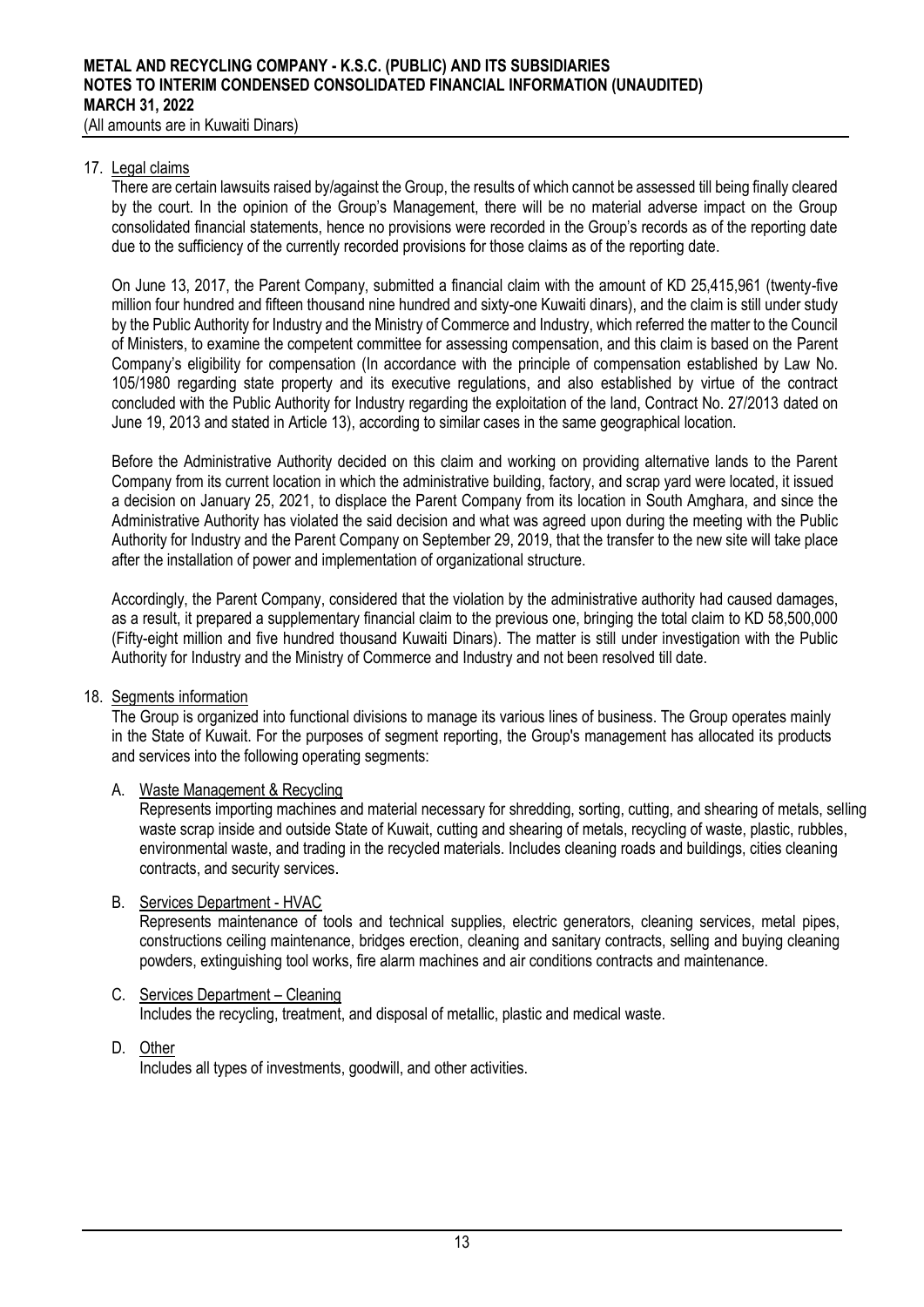**METAL AND RECYCLING COMPANY - K.S.C. (PUBLIC) AND ITS SUBSIDIARIES**
**NOTES TO INTERIM CONDENSED CONSOLIDATED FINANCIAL INFORMATION (UNAUDITED)**
**MARCH 31, 2022**
(All amounts are in Kuwaiti Dinars)

17. Legal claims

There are certain lawsuits raised by/against the Group, the results of which cannot be assessed till being finally cleared by the court. In the opinion of the Group's Management, there will be no material adverse impact on the Group consolidated financial statements, hence no provisions were recorded in the Group's records as of the reporting date due to the sufficiency of the currently recorded provisions for those claims as of the reporting date.

On June 13, 2017, the Parent Company, submitted a financial claim with the amount of KD 25,415,961 (twenty-five million four hundred and fifteen thousand nine hundred and sixty-one Kuwaiti dinars), and the claim is still under study by the Public Authority for Industry and the Ministry of Commerce and Industry, which referred the matter to the Council of Ministers, to examine the competent committee for assessing compensation, and this claim is based on the Parent Company's eligibility for compensation (In accordance with the principle of compensation established by Law No. 105/1980 regarding state property and its executive regulations, and also established by virtue of the contract concluded with the Public Authority for Industry regarding the exploitation of the land, Contract No. 27/2013 dated on June 19, 2013 and stated in Article 13), according to similar cases in the same geographical location.

Before the Administrative Authority decided on this claim and working on providing alternative lands to the Parent Company from its current location in which the administrative building, factory, and scrap yard were located, it issued a decision on January 25, 2021, to displace the Parent Company from its location in South Amghara, and since the Administrative Authority has violated the said decision and what was agreed upon during the meeting with the Public Authority for Industry and the Parent Company on September 29, 2019, that the transfer to the new site will take place after the installation of power and implementation of organizational structure.

Accordingly, the Parent Company, considered that the violation by the administrative authority had caused damages, as a result, it prepared a supplementary financial claim to the previous one, bringing the total claim to KD 58,500,000 (Fifty-eight million and five hundred thousand Kuwaiti Dinars). The matter is still under investigation with the Public Authority for Industry and the Ministry of Commerce and Industry and not been resolved till date.

18. Segments information

The Group is organized into functional divisions to manage its various lines of business. The Group operates mainly in the State of Kuwait. For the purposes of segment reporting, the Group's management has allocated its products and services into the following operating segments:

A. Waste Management & Recycling

Represents importing machines and material necessary for shredding, sorting, cutting, and shearing of metals, selling waste scrap inside and outside State of Kuwait, cutting and shearing of metals, recycling of waste, plastic, rubbles, environmental waste, and trading in the recycled materials. Includes cleaning roads and buildings, cities cleaning contracts, and security services.

B. Services Department - HVAC

Represents maintenance of tools and technical supplies, electric generators, cleaning services, metal pipes, constructions ceiling maintenance, bridges erection, cleaning and sanitary contracts, selling and buying cleaning powders, extinguishing tool works, fire alarm machines and air conditions contracts and maintenance.

C. Services Department – Cleaning

Includes the recycling, treatment, and disposal of metallic, plastic and medical waste.

D. Other

Includes all types of investments, goodwill, and other activities.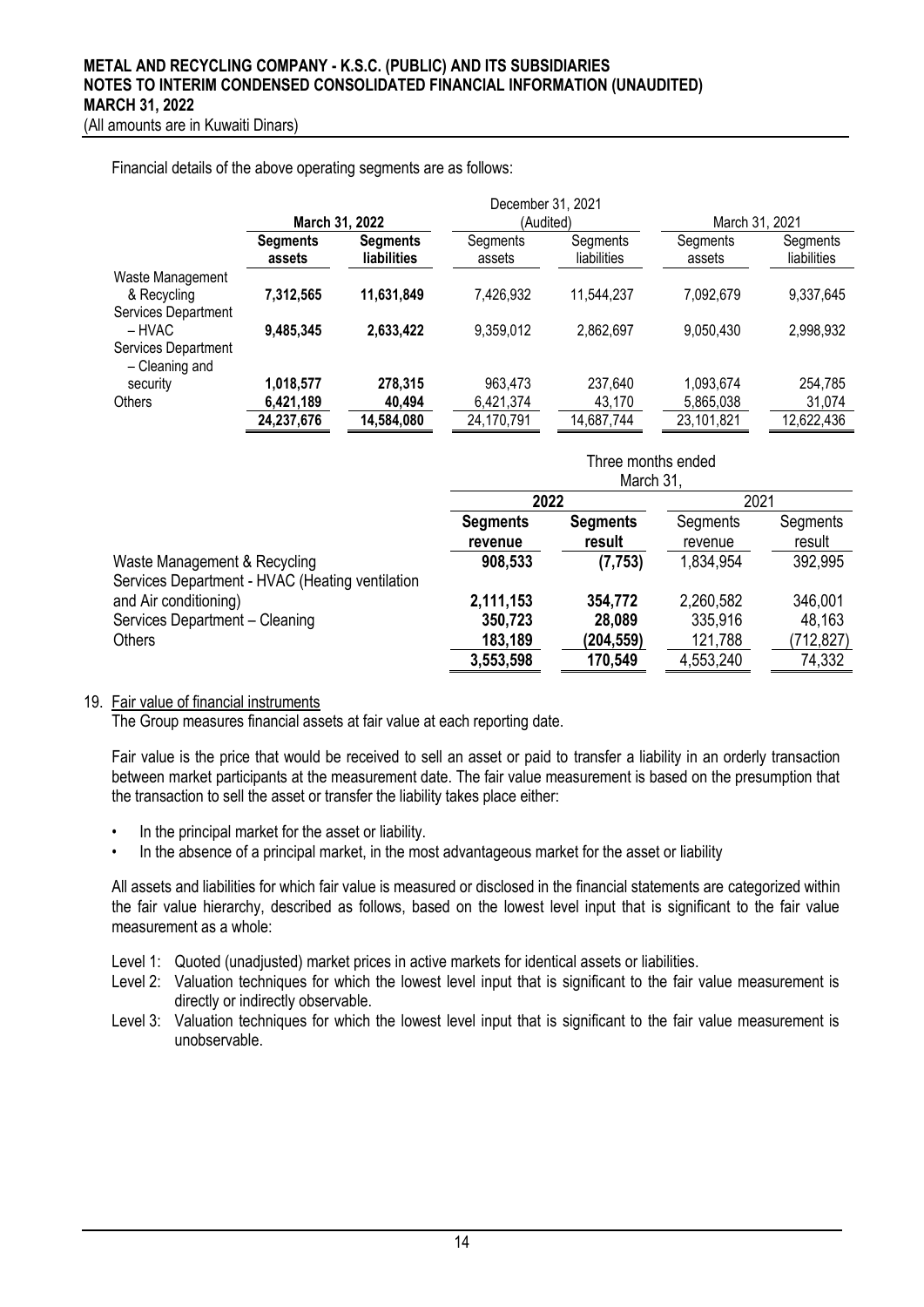Financial details of the above operating segments are as follows:

| | March 31, 2022 | | December 31, 2021 (Audited) | | March 31, 2021 | |
|---|---|---|---|---|---|---|
| | **Segments assets** | **Segments liabilities** | Segments assets | Segments liabilities | Segments assets | Segments liabilities |
| Waste Management & Recycling | **7,312,565** | **11,631,849** | 7,426,932 | 11,544,237 | 7,092,679 | 9,337,645 |
| Services Department – HVAC | **9,485,345** | **2,633,422** | 9,359,012 | 2,862,697 | 9,050,430 | 2,998,932 |
| Services Department – Cleaning and security | **1,018,577** | **278,315** | 963,473 | 237,640 | 1,093,674 | 254,785 |
| Others | **6,421,189** | **40,494** | 6,421,374 | 43,170 | 5,865,038 | 31,074 |
| | **24,237,676** | **14,584,080** | 24,170,791 | 14,687,744 | 23,101,821 | 12,622,436 |

| | Three months ended March 31, | | | |
|---|---|---|---|---|
| | 2022 | | 2021 | |
| | **Segments revenue** | **Segments result** | Segments revenue | Segments result |
| Waste Management & Recycling | **908,533** | **(7,753)** | 1,834,954 | 392,995 |
| Services Department - HVAC (Heating ventilation and Air conditioning) | **2,111,153** | **354,772** | 2,260,582 | 346,001 |
| Services Department – Cleaning | **350,723** | **28,089** | 335,916 | 48,163 |
| Others | **183,189** | **(204,559)** | 121,788 | (712,827) |
| | **3,553,598** | **170,549** | 4,553,240 | 74,332 |

19. Fair value of financial instruments

The Group measures financial assets at fair value at each reporting date.

Fair value is the price that would be received to sell an asset or paid to transfer a liability in an orderly transaction between market participants at the measurement date. The fair value measurement is based on the presumption that the transaction to sell the asset or transfer the liability takes place either:

- In the principal market for the asset or liability.
- In the absence of a principal market, in the most advantageous market for the asset or liability

All assets and liabilities for which fair value is measured or disclosed in the financial statements are categorized within the fair value hierarchy, described as follows, based on the lowest level input that is significant to the fair value measurement as a whole:

Level 1: Quoted (unadjusted) market prices in active markets for identical assets or liabilities.

Level 2: Valuation techniques for which the lowest level input that is significant to the fair value measurement is directly or indirectly observable.

Level 3: Valuation techniques for which the lowest level input that is significant to the fair value measurement is unobservable.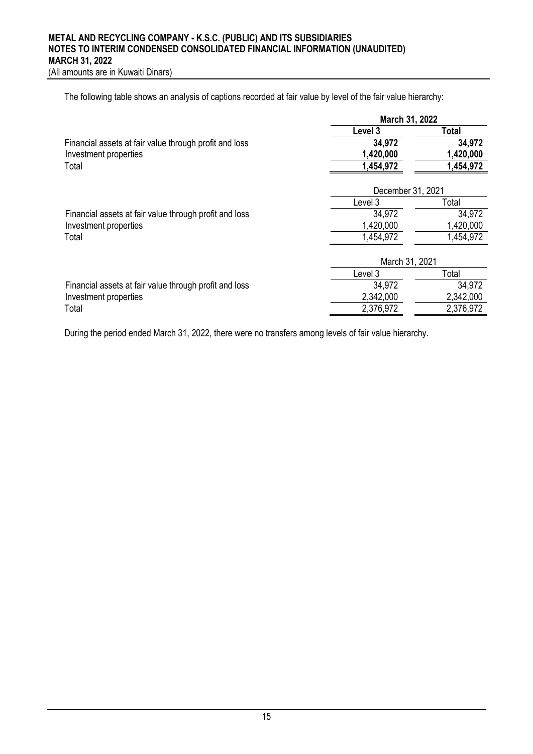The following table shows an analysis of captions recorded at fair value by level of the fair value hierarchy:

| | March 31, 2022 | |
|---|---|---|
| | **Level 3** | **Total** |
| Financial assets at fair value through profit and loss | **34,972** | **34,972** |
| Investment properties | **1,420,000** | **1,420,000** |
| Total | **1,454,972** | **1,454,972** |

| | December 31, 2021 | |
|---|---|---|
| | Level 3 | Total |
| Financial assets at fair value through profit and loss | 34,972 | 34,972 |
| Investment properties | 1,420,000 | 1,420,000 |
| Total | 1,454,972 | 1,454,972 |

| | March 31, 2021 | |
|---|---|---|
| | Level 3 | Total |
| Financial assets at fair value through profit and loss | 34,972 | 34,972 |
| Investment properties | 2,342,000 | 2,342,000 |
| Total | 2,376,972 | 2,376,972 |

During the period ended March 31, 2022, there were no transfers among levels of fair value hierarchy.